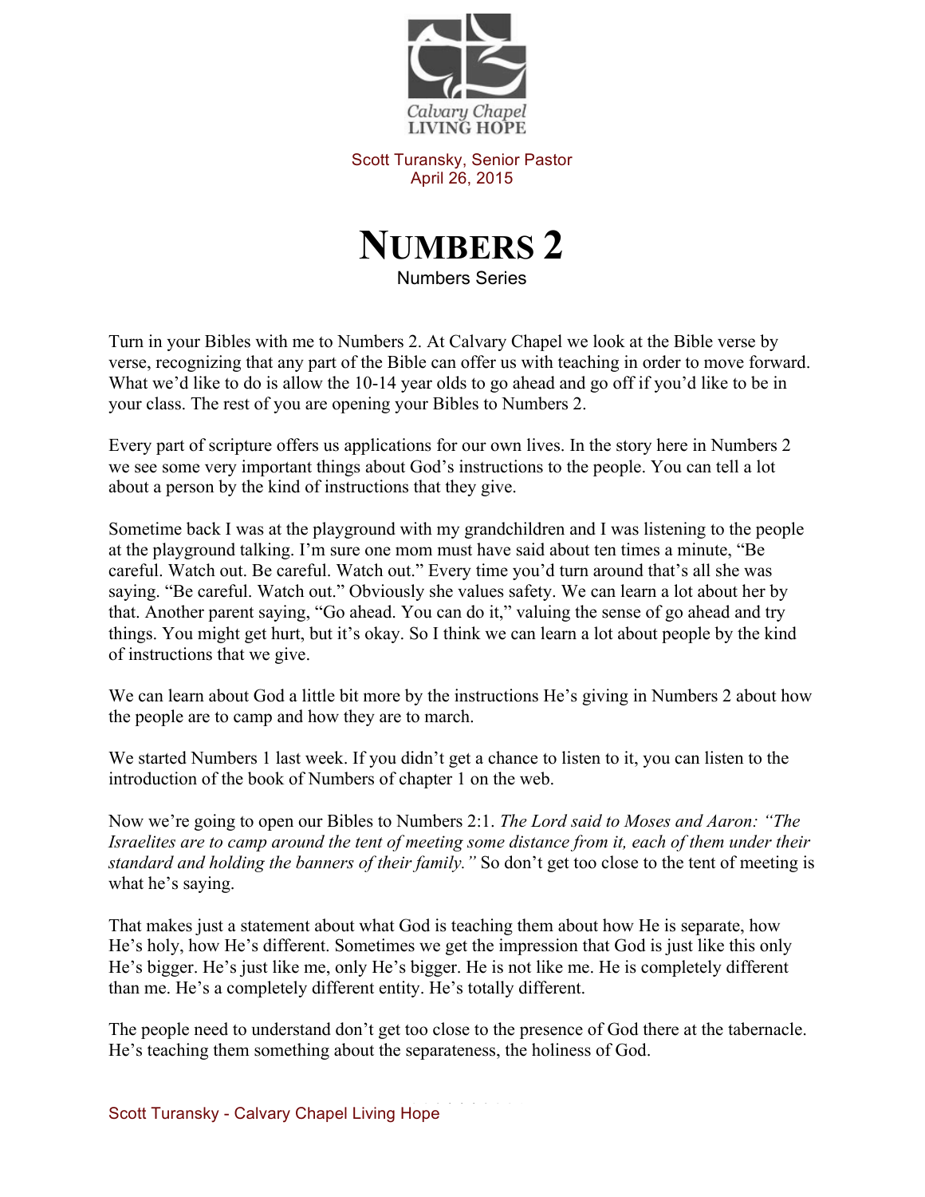Calvary Chapel
LIVING HOPE

Scott Turansky, Senior Pastor
April 26, 2015

# NUMBERS 2

Numbers Series

Turn in your Bibles with me to Numbers 2. At Calvary Chapel we look at the Bible verse by verse, recognizing that any part of the Bible can offer us with teaching in order to move forward. What we'd like to do is allow the 10-14 year olds to go ahead and go off if you'd like to be in your class. The rest of you are opening your Bibles to Numbers 2.

Every part of scripture offers us applications for our own lives. In the story here in Numbers 2 we see some very important things about God's instructions to the people. You can tell a lot about a person by the kind of instructions that they give.

Sometime back I was at the playground with my grandchildren and I was listening to the people at the playground talking. I'm sure one mom must have said about ten times a minute, "Be careful. Watch out. Be careful. Watch out." Every time you'd turn around that's all she was saying. "Be careful. Watch out." Obviously she values safety. We can learn a lot about her by that. Another parent saying, "Go ahead. You can do it," valuing the sense of go ahead and try things. You might get hurt, but it's okay. So I think we can learn a lot about people by the kind of instructions that we give.

We can learn about God a little bit more by the instructions He's giving in Numbers 2 about how the people are to camp and how they are to march.

We started Numbers 1 last week. If you didn't get a chance to listen to it, you can listen to the introduction of the book of Numbers of chapter 1 on the web.

Now we're going to open our Bibles to Numbers 2:1. *The Lord said to Moses and Aaron: "The Israelites are to camp around the tent of meeting some distance from it, each of them under their standard and holding the banners of their family."* So don't get too close to the tent of meeting is what he's saying.

That makes just a statement about what God is teaching them about how He is separate, how He's holy, how He's different. Sometimes we get the impression that God is just like this only He's bigger. He's just like me, only He's bigger. He is not like me. He is completely different than me. He's a completely different entity. He's totally different.

The people need to understand don't get too close to the presence of God there at the tabernacle. He's teaching them something about the separateness, the holiness of God.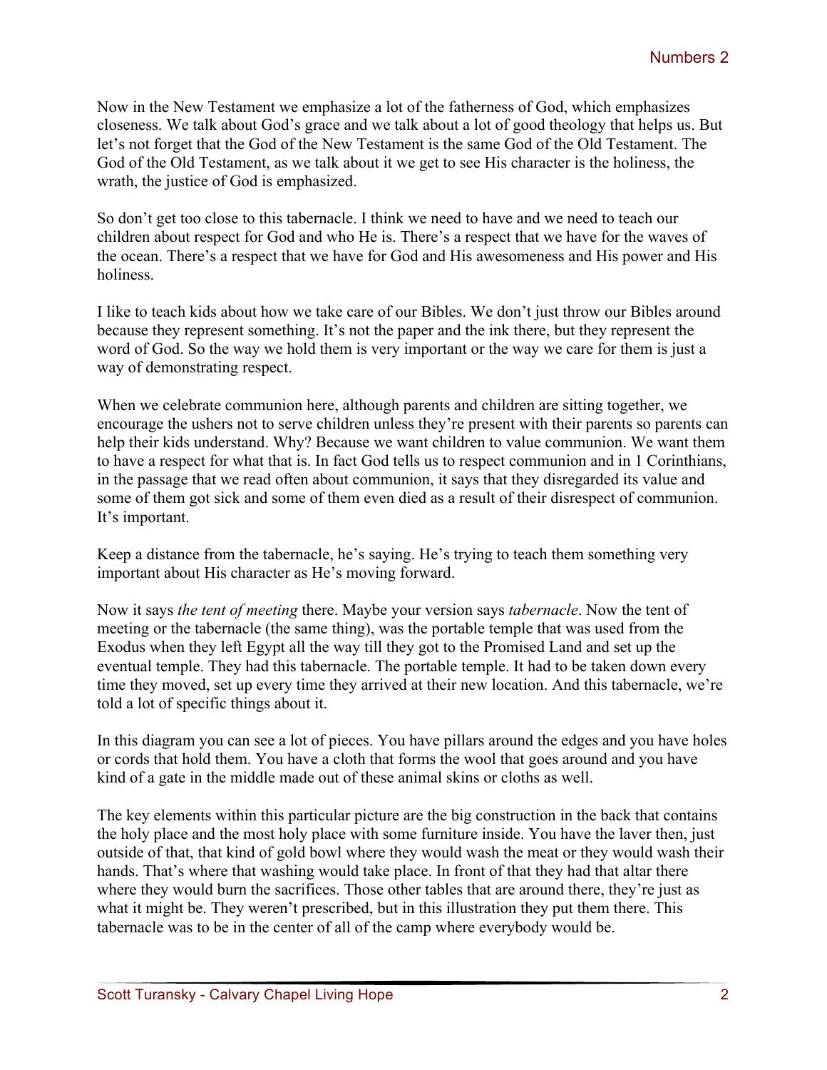Now in the New Testament we emphasize a lot of the fatherness of God, which emphasizes closeness. We talk about God's grace and we talk about a lot of good theology that helps us. But let's not forget that the God of the New Testament is the same God of the Old Testament. The God of the Old Testament, as we talk about it we get to see His character is the holiness, the wrath, the justice of God is emphasized.

So don't get too close to this tabernacle. I think we need to have and we need to teach our children about respect for God and who He is. There's a respect that we have for the waves of the ocean. There's a respect that we have for God and His awesomeness and His power and His holiness.

I like to teach kids about how we take care of our Bibles. We don't just throw our Bibles around because they represent something. It's not the paper and the ink there, but they represent the word of God. So the way we hold them is very important or the way we care for them is just a way of demonstrating respect.

When we celebrate communion here, although parents and children are sitting together, we encourage the ushers not to serve children unless they're present with their parents so parents can help their kids understand. Why? Because we want children to value communion. We want them to have a respect for what that is. In fact God tells us to respect communion and in 1 Corinthians, in the passage that we read often about communion, it says that they disregarded its value and some of them got sick and some of them even died as a result of their disrespect of communion. It's important.

Keep a distance from the tabernacle, he's saying. He's trying to teach them something very important about His character as He's moving forward.

Now it says *the tent of meeting* there. Maybe your version says *tabernacle*. Now the tent of meeting or the tabernacle (the same thing), was the portable temple that was used from the Exodus when they left Egypt all the way till they got to the Promised Land and set up the eventual temple. They had this tabernacle. The portable temple. It had to be taken down every time they moved, set up every time they arrived at their new location. And this tabernacle, we're told a lot of specific things about it.

In this diagram you can see a lot of pieces. You have pillars around the edges and you have holes or cords that hold them. You have a cloth that forms the wool that goes around and you have kind of a gate in the middle made out of these animal skins or cloths as well.

The key elements within this particular picture are the big construction in the back that contains the holy place and the most holy place with some furniture inside. You have the laver then, just outside of that, that kind of gold bowl where they would wash the meat or they would wash their hands. That's where that washing would take place. In front of that they had that altar there where they would burn the sacrifices. Those other tables that are around there, they're just as what it might be. They weren't prescribed, but in this illustration they put them there. This tabernacle was to be in the center of all of the camp where everybody would be.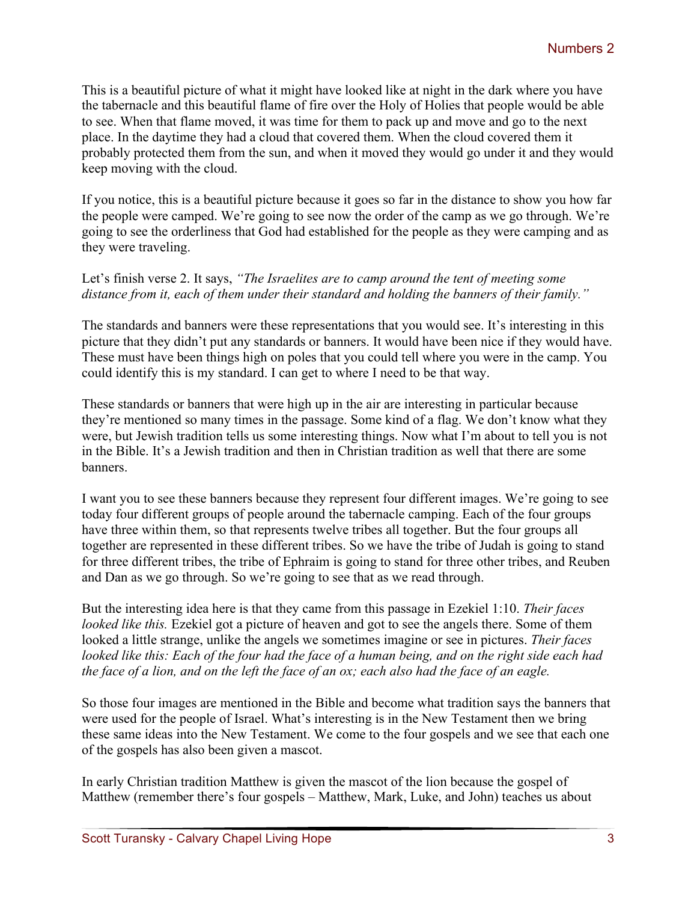This is a beautiful picture of what it might have looked like at night in the dark where you have the tabernacle and this beautiful flame of fire over the Holy of Holies that people would be able to see. When that flame moved, it was time for them to pack up and move and go to the next place. In the daytime they had a cloud that covered them. When the cloud covered them it probably protected them from the sun, and when it moved they would go under it and they would keep moving with the cloud.

If you notice, this is a beautiful picture because it goes so far in the distance to show you how far the people were camped. We're going to see now the order of the camp as we go through. We're going to see the orderliness that God had established for the people as they were camping and as they were traveling.

Let's finish verse 2. It says, *"The Israelites are to camp around the tent of meeting some distance from it, each of them under their standard and holding the banners of their family."*

The standards and banners were these representations that you would see. It's interesting in this picture that they didn't put any standards or banners. It would have been nice if they would have. These must have been things high on poles that you could tell where you were in the camp. You could identify this is my standard. I can get to where I need to be that way.

These standards or banners that were high up in the air are interesting in particular because they're mentioned so many times in the passage. Some kind of a flag. We don't know what they were, but Jewish tradition tells us some interesting things. Now what I'm about to tell you is not in the Bible. It's a Jewish tradition and then in Christian tradition as well that there are some banners.

I want you to see these banners because they represent four different images. We're going to see today four different groups of people around the tabernacle camping. Each of the four groups have three within them, so that represents twelve tribes all together. But the four groups all together are represented in these different tribes. So we have the tribe of Judah is going to stand for three different tribes, the tribe of Ephraim is going to stand for three other tribes, and Reuben and Dan as we go through. So we're going to see that as we read through.

But the interesting idea here is that they came from this passage in Ezekiel 1:10. *Their faces looked like this.* Ezekiel got a picture of heaven and got to see the angels there. Some of them looked a little strange, unlike the angels we sometimes imagine or see in pictures. *Their faces looked like this: Each of the four had the face of a human being, and on the right side each had the face of a lion, and on the left the face of an ox; each also had the face of an eagle.*

So those four images are mentioned in the Bible and become what tradition says the banners that were used for the people of Israel. What's interesting is in the New Testament then we bring these same ideas into the New Testament. We come to the four gospels and we see that each one of the gospels has also been given a mascot.

In early Christian tradition Matthew is given the mascot of the lion because the gospel of Matthew (remember there's four gospels – Matthew, Mark, Luke, and John) teaches us about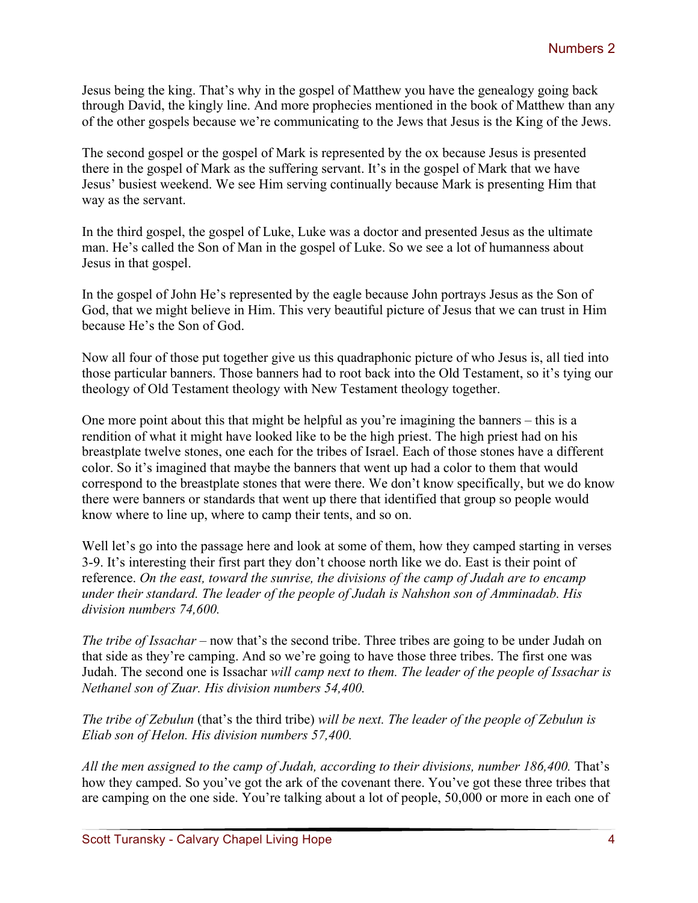Jesus being the king. That's why in the gospel of Matthew you have the genealogy going back through David, the kingly line. And more prophecies mentioned in the book of Matthew than any of the other gospels because we're communicating to the Jews that Jesus is the King of the Jews.

The second gospel or the gospel of Mark is represented by the ox because Jesus is presented there in the gospel of Mark as the suffering servant. It's in the gospel of Mark that we have Jesus' busiest weekend. We see Him serving continually because Mark is presenting Him that way as the servant.

In the third gospel, the gospel of Luke, Luke was a doctor and presented Jesus as the ultimate man. He's called the Son of Man in the gospel of Luke. So we see a lot of humanness about Jesus in that gospel.

In the gospel of John He's represented by the eagle because John portrays Jesus as the Son of God, that we might believe in Him. This very beautiful picture of Jesus that we can trust in Him because He's the Son of God.

Now all four of those put together give us this quadraphonic picture of who Jesus is, all tied into those particular banners. Those banners had to root back into the Old Testament, so it's tying our theology of Old Testament theology with New Testament theology together.

One more point about this that might be helpful as you're imagining the banners – this is a rendition of what it might have looked like to be the high priest. The high priest had on his breastplate twelve stones, one each for the tribes of Israel. Each of those stones have a different color. So it's imagined that maybe the banners that went up had a color to them that would correspond to the breastplate stones that were there. We don't know specifically, but we do know there were banners or standards that went up there that identified that group so people would know where to line up, where to camp their tents, and so on.

Well let's go into the passage here and look at some of them, how they camped starting in verses 3-9. It's interesting their first part they don't choose north like we do. East is their point of reference. *On the east, toward the sunrise, the divisions of the camp of Judah are to encamp under their standard. The leader of the people of Judah is Nahshon son of Amminadab. His division numbers 74,600.*

*The tribe of Issachar* – now that's the second tribe. Three tribes are going to be under Judah on that side as they're camping. And so we're going to have those three tribes. The first one was Judah. The second one is Issachar *will camp next to them. The leader of the people of Issachar is Nethanel son of Zuar. His division numbers 54,400.*

*The tribe of Zebulun* (that's the third tribe) *will be next. The leader of the people of Zebulun is Eliab son of Helon. His division numbers 57,400.*

*All the men assigned to the camp of Judah, according to their divisions, number 186,400.* That's how they camped. So you've got the ark of the covenant there. You've got these three tribes that are camping on the one side. You're talking about a lot of people, 50,000 or more in each one of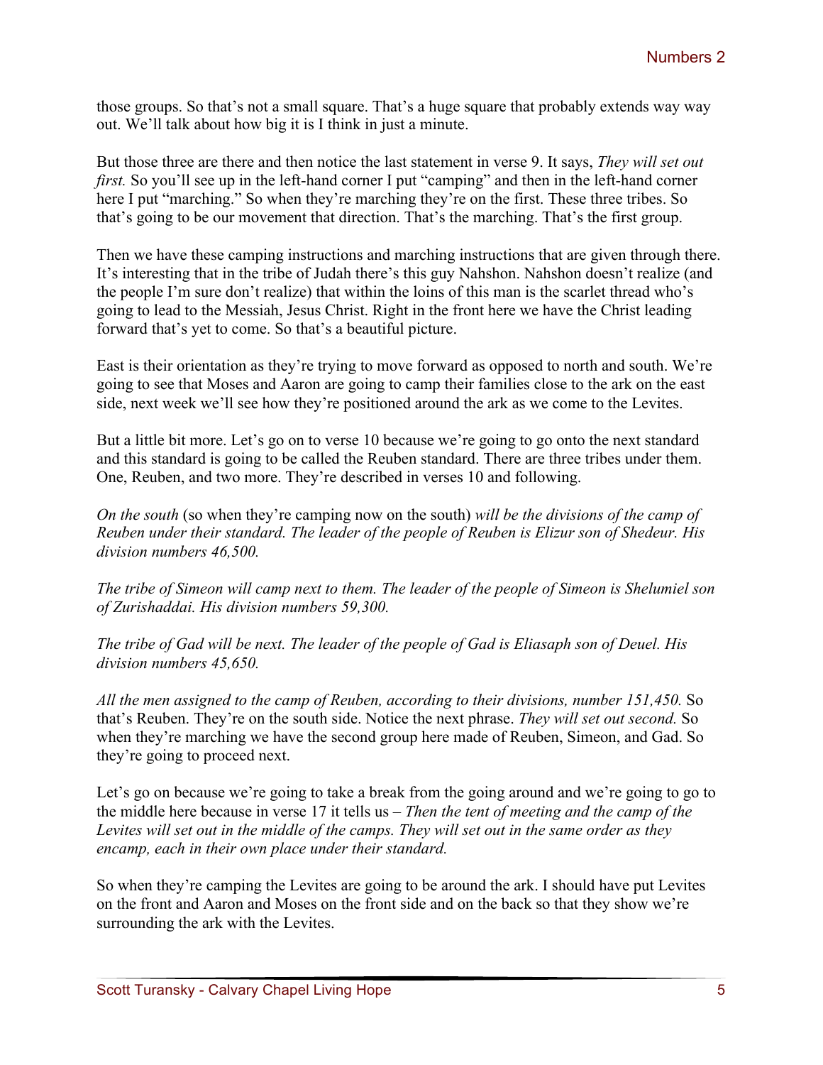those groups. So that's not a small square. That's a huge square that probably extends way way out. We'll talk about how big it is I think in just a minute.

But those three are there and then notice the last statement in verse 9. It says, *They will set out first.* So you'll see up in the left-hand corner I put "camping" and then in the left-hand corner here I put "marching." So when they're marching they're on the first. These three tribes. So that's going to be our movement that direction. That's the marching. That's the first group.

Then we have these camping instructions and marching instructions that are given through there. It's interesting that in the tribe of Judah there's this guy Nahshon. Nahshon doesn't realize (and the people I'm sure don't realize) that within the loins of this man is the scarlet thread who's going to lead to the Messiah, Jesus Christ. Right in the front here we have the Christ leading forward that's yet to come. So that's a beautiful picture.

East is their orientation as they're trying to move forward as opposed to north and south. We're going to see that Moses and Aaron are going to camp their families close to the ark on the east side, next week we'll see how they're positioned around the ark as we come to the Levites.

But a little bit more. Let's go on to verse 10 because we're going to go onto the next standard and this standard is going to be called the Reuben standard. There are three tribes under them. One, Reuben, and two more. They're described in verses 10 and following.

*On the south* (so when they're camping now on the south) *will be the divisions of the camp of Reuben under their standard. The leader of the people of Reuben is Elizur son of Shedeur. His division numbers 46,500.*

*The tribe of Simeon will camp next to them. The leader of the people of Simeon is Shelumiel son of Zurishaddai. His division numbers 59,300.*

*The tribe of Gad will be next. The leader of the people of Gad is Eliasaph son of Deuel. His division numbers 45,650.*

*All the men assigned to the camp of Reuben, according to their divisions, number 151,450.* So that's Reuben. They're on the south side. Notice the next phrase. *They will set out second.* So when they're marching we have the second group here made of Reuben, Simeon, and Gad. So they're going to proceed next.

Let's go on because we're going to take a break from the going around and we're going to go to the middle here because in verse 17 it tells us – *Then the tent of meeting and the camp of the Levites will set out in the middle of the camps. They will set out in the same order as they encamp, each in their own place under their standard.*

So when they're camping the Levites are going to be around the ark. I should have put Levites on the front and Aaron and Moses on the front side and on the back so that they show we're surrounding the ark with the Levites.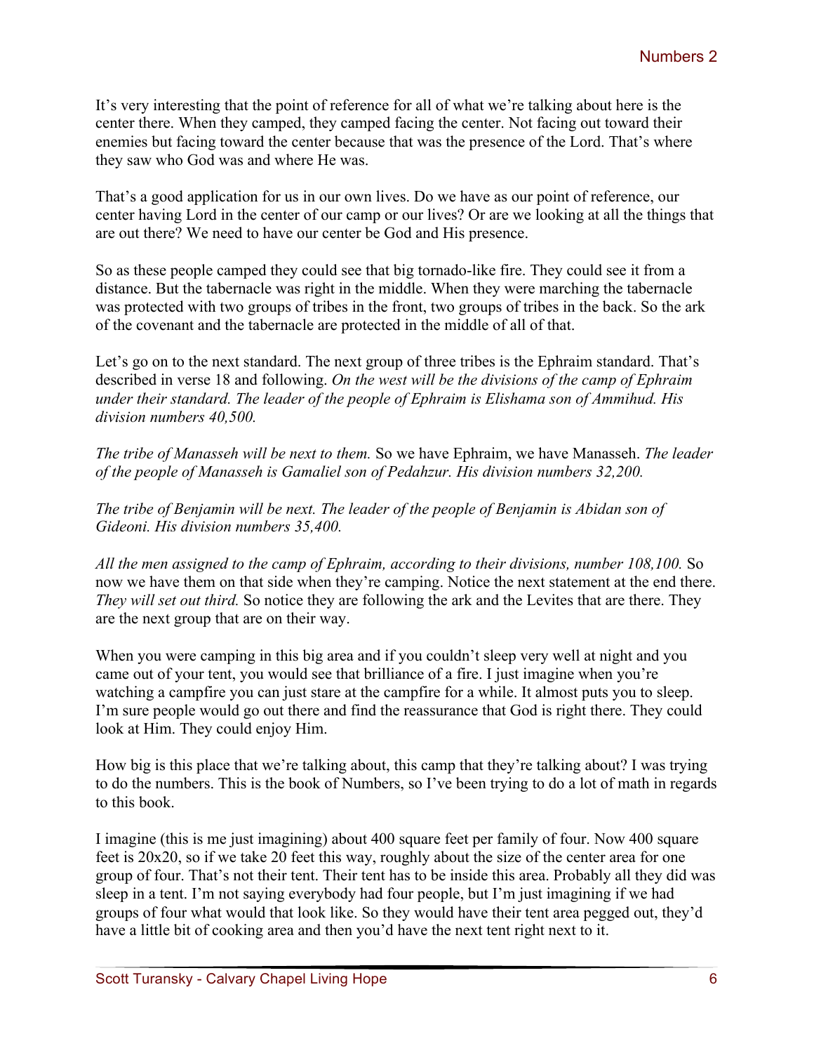It's very interesting that the point of reference for all of what we're talking about here is the center there. When they camped, they camped facing the center. Not facing out toward their enemies but facing toward the center because that was the presence of the Lord. That's where they saw who God was and where He was.

That's a good application for us in our own lives. Do we have as our point of reference, our center having Lord in the center of our camp or our lives? Or are we looking at all the things that are out there? We need to have our center be God and His presence.

So as these people camped they could see that big tornado-like fire. They could see it from a distance. But the tabernacle was right in the middle. When they were marching the tabernacle was protected with two groups of tribes in the front, two groups of tribes in the back. So the ark of the covenant and the tabernacle are protected in the middle of all of that.

Let's go on to the next standard. The next group of three tribes is the Ephraim standard. That's described in verse 18 and following. *On the west will be the divisions of the camp of Ephraim under their standard. The leader of the people of Ephraim is Elishama son of Ammihud. His division numbers 40,500.*

*The tribe of Manasseh will be next to them.* So we have Ephraim, we have Manasseh. *The leader of the people of Manasseh is Gamaliel son of Pedahzur. His division numbers 32,200.*

*The tribe of Benjamin will be next. The leader of the people of Benjamin is Abidan son of Gideoni. His division numbers 35,400.*

*All the men assigned to the camp of Ephraim, according to their divisions, number 108,100.* So now we have them on that side when they're camping. Notice the next statement at the end there. *They will set out third.* So notice they are following the ark and the Levites that are there. They are the next group that are on their way.

When you were camping in this big area and if you couldn't sleep very well at night and you came out of your tent, you would see that brilliance of a fire. I just imagine when you're watching a campfire you can just stare at the campfire for a while. It almost puts you to sleep. I'm sure people would go out there and find the reassurance that God is right there. They could look at Him. They could enjoy Him.

How big is this place that we're talking about, this camp that they're talking about? I was trying to do the numbers. This is the book of Numbers, so I've been trying to do a lot of math in regards to this book.

I imagine (this is me just imagining) about 400 square feet per family of four. Now 400 square feet is 20x20, so if we take 20 feet this way, roughly about the size of the center area for one group of four. That's not their tent. Their tent has to be inside this area. Probably all they did was sleep in a tent. I'm not saying everybody had four people, but I'm just imagining if we had groups of four what would that look like. So they would have their tent area pegged out, they'd have a little bit of cooking area and then you'd have the next tent right next to it.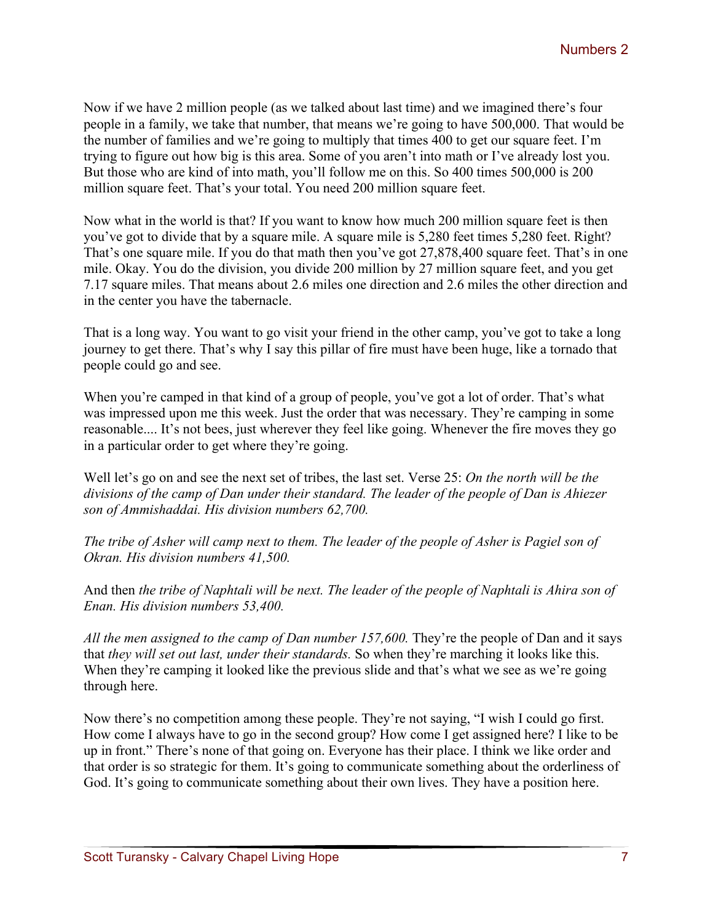Now if we have 2 million people (as we talked about last time) and we imagined there's four people in a family, we take that number, that means we're going to have 500,000. That would be the number of families and we're going to multiply that times 400 to get our square feet. I'm trying to figure out how big is this area. Some of you aren't into math or I've already lost you. But those who are kind of into math, you'll follow me on this. So 400 times 500,000 is 200 million square feet. That's your total. You need 200 million square feet.

Now what in the world is that? If you want to know how much 200 million square feet is then you've got to divide that by a square mile. A square mile is 5,280 feet times 5,280 feet. Right? That's one square mile. If you do that math then you've got 27,878,400 square feet. That's in one mile. Okay. You do the division, you divide 200 million by 27 million square feet, and you get 7.17 square miles. That means about 2.6 miles one direction and 2.6 miles the other direction and in the center you have the tabernacle.

That is a long way. You want to go visit your friend in the other camp, you've got to take a long journey to get there. That's why I say this pillar of fire must have been huge, like a tornado that people could go and see.

When you're camped in that kind of a group of people, you've got a lot of order. That's what was impressed upon me this week. Just the order that was necessary. They're camping in some reasonable.... It's not bees, just wherever they feel like going. Whenever the fire moves they go in a particular order to get where they're going.

Well let's go on and see the next set of tribes, the last set. Verse 25: *On the north will be the divisions of the camp of Dan under their standard. The leader of the people of Dan is Ahiezer son of Ammishaddai. His division numbers 62,700.*

*The tribe of Asher will camp next to them. The leader of the people of Asher is Pagiel son of Okran. His division numbers 41,500.*

And then *the tribe of Naphtali will be next. The leader of the people of Naphtali is Ahira son of Enan. His division numbers 53,400.*

*All the men assigned to the camp of Dan number 157,600.* They're the people of Dan and it says that *they will set out last, under their standards.* So when they're marching it looks like this. When they're camping it looked like the previous slide and that's what we see as we're going through here.

Now there's no competition among these people. They're not saying, "I wish I could go first. How come I always have to go in the second group? How come I get assigned here? I like to be up in front." There's none of that going on. Everyone has their place. I think we like order and that order is so strategic for them. It's going to communicate something about the orderliness of God. It's going to communicate something about their own lives. They have a position here.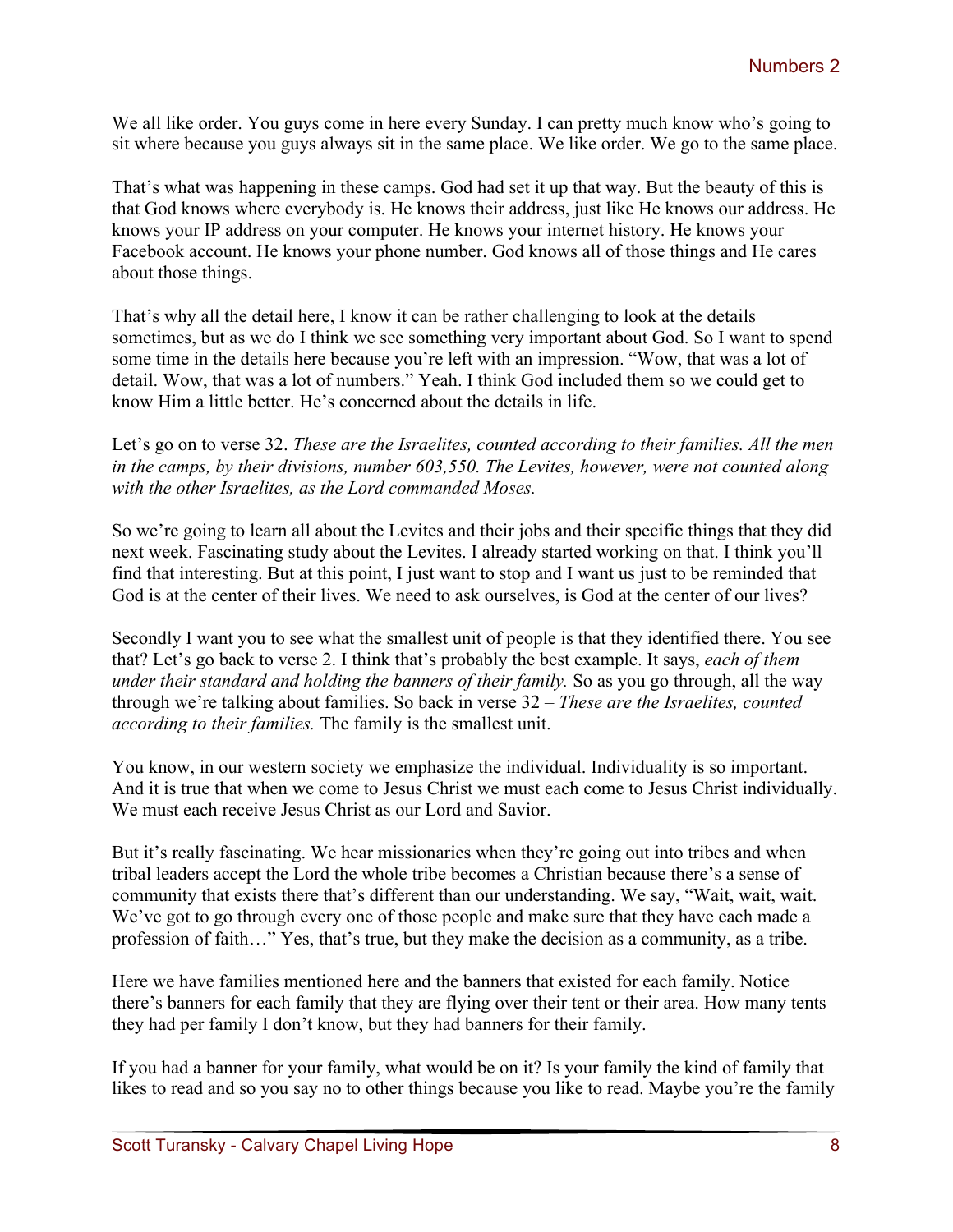We all like order. You guys come in here every Sunday. I can pretty much know who's going to sit where because you guys always sit in the same place. We like order. We go to the same place.

That's what was happening in these camps. God had set it up that way. But the beauty of this is that God knows where everybody is. He knows their address, just like He knows our address. He knows your IP address on your computer. He knows your internet history. He knows your Facebook account. He knows your phone number. God knows all of those things and He cares about those things.

That's why all the detail here, I know it can be rather challenging to look at the details sometimes, but as we do I think we see something very important about God. So I want to spend some time in the details here because you're left with an impression. "Wow, that was a lot of detail. Wow, that was a lot of numbers." Yeah. I think God included them so we could get to know Him a little better. He's concerned about the details in life.

Let's go on to verse 32. *These are the Israelites, counted according to their families. All the men in the camps, by their divisions, number 603,550. The Levites, however, were not counted along with the other Israelites, as the Lord commanded Moses.*

So we're going to learn all about the Levites and their jobs and their specific things that they did next week. Fascinating study about the Levites. I already started working on that. I think you'll find that interesting. But at this point, I just want to stop and I want us just to be reminded that God is at the center of their lives. We need to ask ourselves, is God at the center of our lives?

Secondly I want you to see what the smallest unit of people is that they identified there. You see that? Let's go back to verse 2. I think that's probably the best example. It says, *each of them under their standard and holding the banners of their family.* So as you go through, all the way through we're talking about families. So back in verse 32 – *These are the Israelites, counted according to their families.* The family is the smallest unit.

You know, in our western society we emphasize the individual. Individuality is so important. And it is true that when we come to Jesus Christ we must each come to Jesus Christ individually. We must each receive Jesus Christ as our Lord and Savior.

But it's really fascinating. We hear missionaries when they're going out into tribes and when tribal leaders accept the Lord the whole tribe becomes a Christian because there's a sense of community that exists there that's different than our understanding. We say, "Wait, wait, wait. We've got to go through every one of those people and make sure that they have each made a profession of faith…" Yes, that's true, but they make the decision as a community, as a tribe.

Here we have families mentioned here and the banners that existed for each family. Notice there's banners for each family that they are flying over their tent or their area. How many tents they had per family I don't know, but they had banners for their family.

If you had a banner for your family, what would be on it? Is your family the kind of family that likes to read and so you say no to other things because you like to read. Maybe you're the family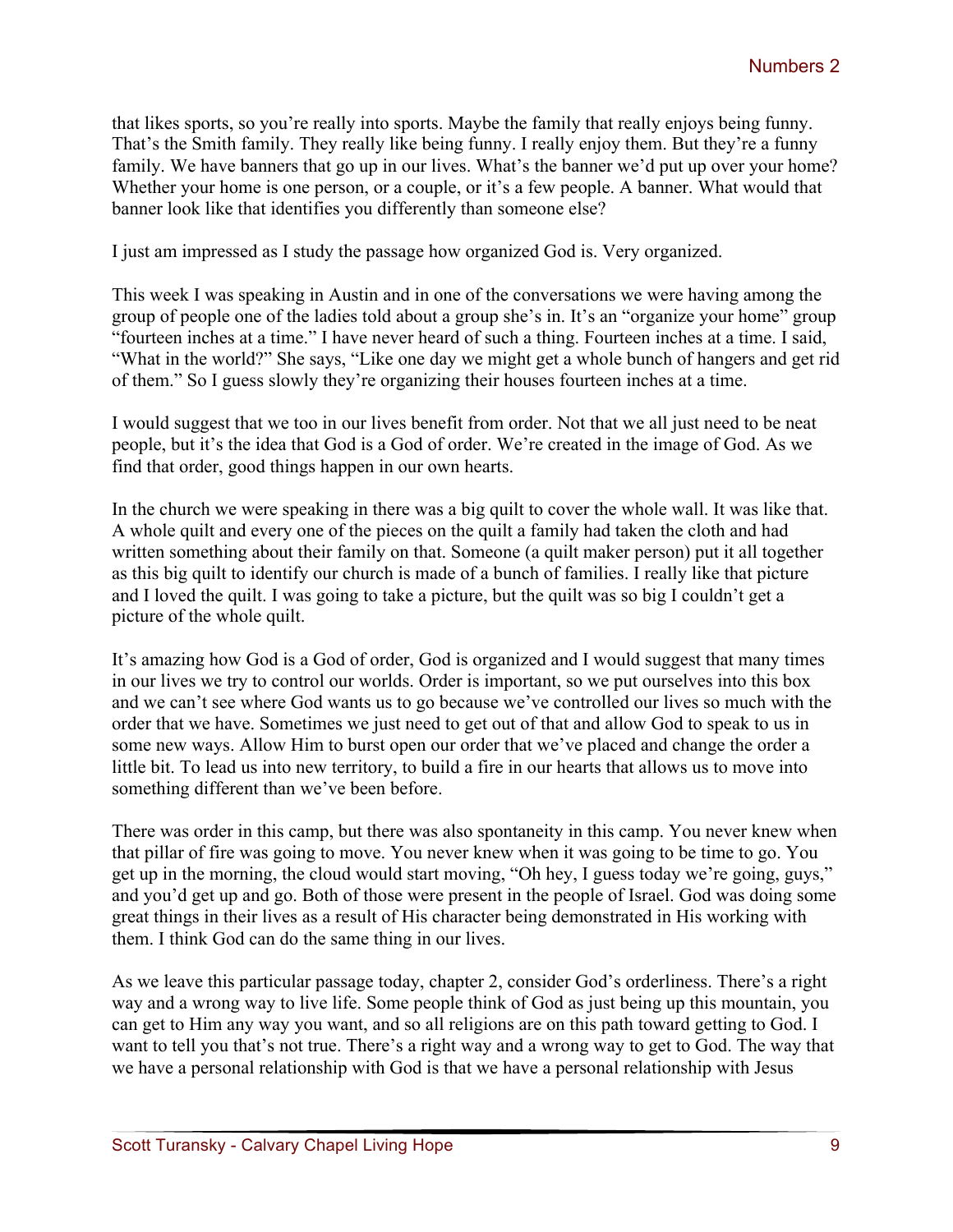that likes sports, so you're really into sports. Maybe the family that really enjoys being funny. That's the Smith family. They really like being funny. I really enjoy them. But they're a funny family. We have banners that go up in our lives. What's the banner we'd put up over your home? Whether your home is one person, or a couple, or it's a few people. A banner. What would that banner look like that identifies you differently than someone else?

I just am impressed as I study the passage how organized God is. Very organized.

This week I was speaking in Austin and in one of the conversations we were having among the group of people one of the ladies told about a group she's in. It's an "organize your home" group "fourteen inches at a time." I have never heard of such a thing. Fourteen inches at a time. I said, "What in the world?" She says, "Like one day we might get a whole bunch of hangers and get rid of them." So I guess slowly they're organizing their houses fourteen inches at a time.

I would suggest that we too in our lives benefit from order. Not that we all just need to be neat people, but it's the idea that God is a God of order. We're created in the image of God. As we find that order, good things happen in our own hearts.

In the church we were speaking in there was a big quilt to cover the whole wall. It was like that. A whole quilt and every one of the pieces on the quilt a family had taken the cloth and had written something about their family on that. Someone (a quilt maker person) put it all together as this big quilt to identify our church is made of a bunch of families. I really like that picture and I loved the quilt. I was going to take a picture, but the quilt was so big I couldn't get a picture of the whole quilt.

It's amazing how God is a God of order, God is organized and I would suggest that many times in our lives we try to control our worlds. Order is important, so we put ourselves into this box and we can't see where God wants us to go because we've controlled our lives so much with the order that we have. Sometimes we just need to get out of that and allow God to speak to us in some new ways. Allow Him to burst open our order that we've placed and change the order a little bit. To lead us into new territory, to build a fire in our hearts that allows us to move into something different than we've been before.

There was order in this camp, but there was also spontaneity in this camp. You never knew when that pillar of fire was going to move. You never knew when it was going to be time to go. You get up in the morning, the cloud would start moving, "Oh hey, I guess today we're going, guys," and you'd get up and go. Both of those were present in the people of Israel. God was doing some great things in their lives as a result of His character being demonstrated in His working with them. I think God can do the same thing in our lives.

As we leave this particular passage today, chapter 2, consider God's orderliness. There's a right way and a wrong way to live life. Some people think of God as just being up this mountain, you can get to Him any way you want, and so all religions are on this path toward getting to God. I want to tell you that's not true. There's a right way and a wrong way to get to God. The way that we have a personal relationship with God is that we have a personal relationship with Jesus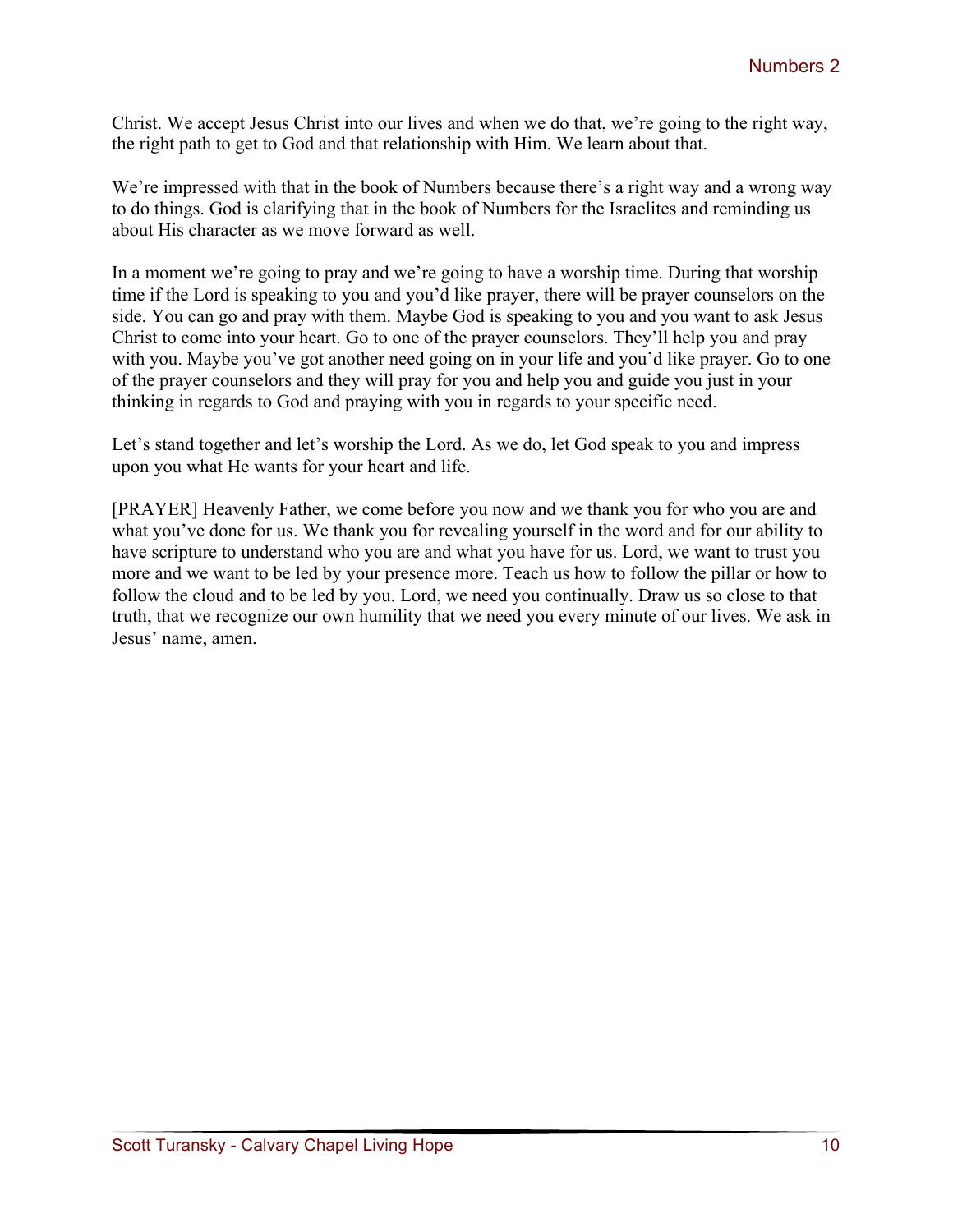Christ. We accept Jesus Christ into our lives and when we do that, we're going to the right way, the right path to get to God and that relationship with Him. We learn about that.

We're impressed with that in the book of Numbers because there's a right way and a wrong way to do things. God is clarifying that in the book of Numbers for the Israelites and reminding us about His character as we move forward as well.

In a moment we're going to pray and we're going to have a worship time. During that worship time if the Lord is speaking to you and you'd like prayer, there will be prayer counselors on the side. You can go and pray with them. Maybe God is speaking to you and you want to ask Jesus Christ to come into your heart. Go to one of the prayer counselors. They'll help you and pray with you. Maybe you've got another need going on in your life and you'd like prayer. Go to one of the prayer counselors and they will pray for you and help you and guide you just in your thinking in regards to God and praying with you in regards to your specific need.

Let's stand together and let's worship the Lord. As we do, let God speak to you and impress upon you what He wants for your heart and life.

[PRAYER] Heavenly Father, we come before you now and we thank you for who you are and what you've done for us. We thank you for revealing yourself in the word and for our ability to have scripture to understand who you are and what you have for us. Lord, we want to trust you more and we want to be led by your presence more. Teach us how to follow the pillar or how to follow the cloud and to be led by you. Lord, we need you continually. Draw us so close to that truth, that we recognize our own humility that we need you every minute of our lives. We ask in Jesus' name, amen.